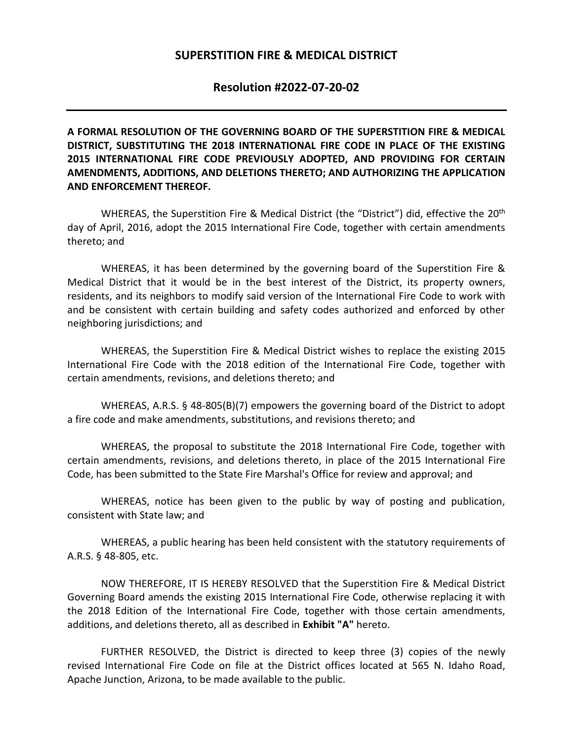# SUPERSTITION FIRE & MEDICAL DISTRICT

## Resolution #2022-07-20-02

---

**A FORMAL RESOLUTION OF THE GOVERNING BOARD OF THE SUPERSTITION FIRE & MEDICAL DISTRICT, SUBSTITUTING THE 2018 INTERNATIONAL FIRE CODE IN PLACE OF THE EXISTING 2015 INTERNATIONAL FIRE CODE PREVIOUSLY ADOPTED, AND PROVIDING FOR CERTAIN AMENDMENTS, ADDITIONS, AND DELETIONS THERETO; AND AUTHORIZING THE APPLICATION AND ENFORCEMENT THEREOF.**

WHEREAS, the Superstition Fire & Medical District (the "District") did, effective the 20th day of April, 2016, adopt the 2015 International Fire Code, together with certain amendments thereto; and

WHEREAS, it has been determined by the governing board of the Superstition Fire & Medical District that it would be in the best interest of the District, its property owners, residents, and its neighbors to modify said version of the International Fire Code to work with and be consistent with certain building and safety codes authorized and enforced by other neighboring jurisdictions; and

WHEREAS, the Superstition Fire & Medical District wishes to replace the existing 2015 International Fire Code with the 2018 edition of the International Fire Code, together with certain amendments, revisions, and deletions thereto; and

WHEREAS, A.R.S. § 48-805(B)(7) empowers the governing board of the District to adopt a fire code and make amendments, substitutions, and revisions thereto; and

WHEREAS, the proposal to substitute the 2018 International Fire Code, together with certain amendments, revisions, and deletions thereto, in place of the 2015 International Fire Code, has been submitted to the State Fire Marshal's Office for review and approval; and

WHEREAS, notice has been given to the public by way of posting and publication, consistent with State law; and

WHEREAS, a public hearing has been held consistent with the statutory requirements of A.R.S. § 48-805, etc.

NOW THEREFORE, IT IS HEREBY RESOLVED that the Superstition Fire & Medical District Governing Board amends the existing 2015 International Fire Code, otherwise replacing it with the 2018 Edition of the International Fire Code, together with those certain amendments, additions, and deletions thereto, all as described in **Exhibit "A"** hereto.

FURTHER RESOLVED, the District is directed to keep three (3) copies of the newly revised International Fire Code on file at the District offices located at 565 N. Idaho Road, Apache Junction, Arizona, to be made available to the public.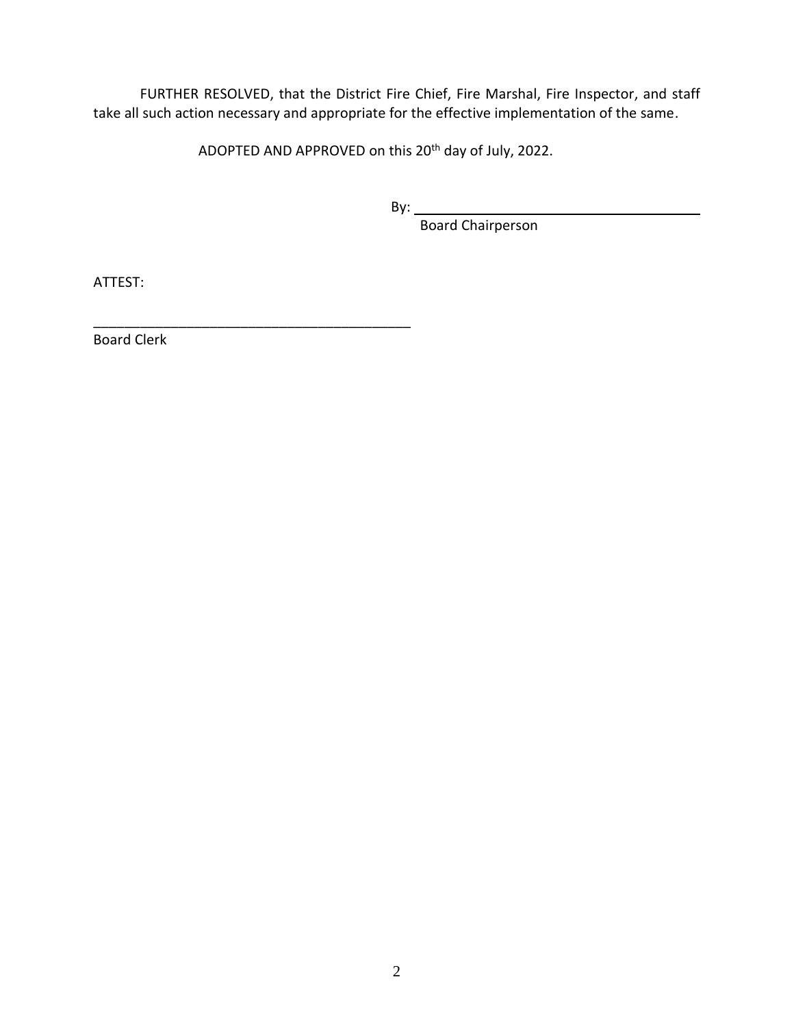FURTHER RESOLVED, that the District Fire Chief, Fire Marshal, Fire Inspector, and staff take all such action necessary and appropriate for the effective implementation of the same.

ADOPTED AND APPROVED on this 20th day of July, 2022.

By: ______________________________________
Board Chairperson

ATTEST:

__________________________________________
Board Clerk